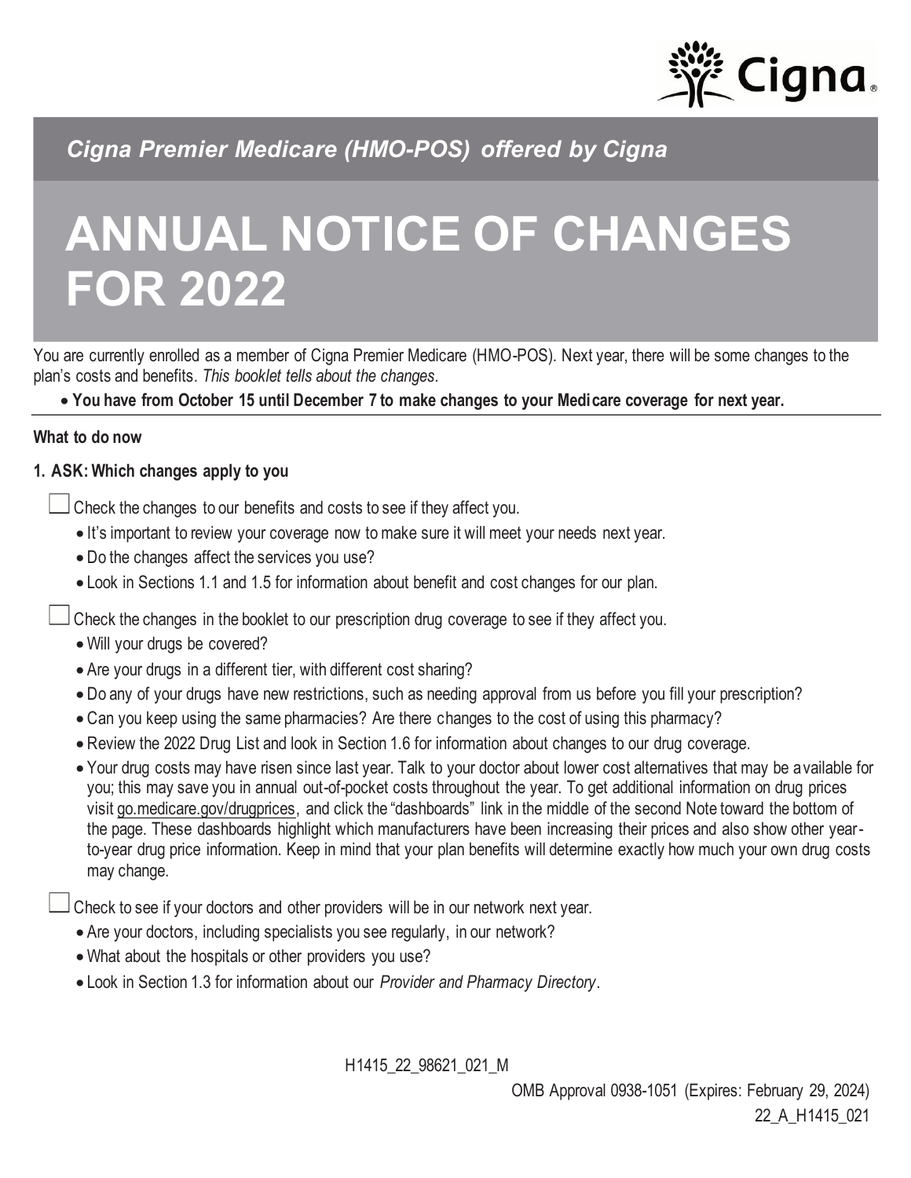*Cigna Premier Medicare (HMO-POS) offered by Cigna*

# ANNUAL NOTICE OF CHANGES FOR 2022

You are currently enrolled as a member of Cigna Premier Medicare (HMO-POS). Next year, there will be some changes to the plan's costs and benefits. *This booklet tells about the changes*.

- **You have from October 15 until December 7 to make changes to your Medicare coverage for next year.**

**What to do now**

**1. ASK: Which changes apply to you**

☐ Check the changes to our benefits and costs to see if they affect you.

- It's important to review your coverage now to make sure it will meet your needs next year.
- Do the changes affect the services you use?
- Look in Sections 1.1 and 1.5 for information about benefit and cost changes for our plan.

☐ Check the changes in the booklet to our prescription drug coverage to see if they affect you.

- Will your drugs be covered?
- Are your drugs in a different tier, with different cost sharing?
- Do any of your drugs have new restrictions, such as needing approval from us before you fill your prescription?
- Can you keep using the same pharmacies? Are there changes to the cost of using this pharmacy?
- Review the 2022 Drug List and look in Section 1.6 for information about changes to our drug coverage.
- Your drug costs may have risen since last year. Talk to your doctor about lower cost alternatives that may be available for you; this may save you in annual out-of-pocket costs throughout the year. To get additional information on drug prices visit go.medicare.gov/drugprices, and click the "dashboards" link in the middle of the second Note toward the bottom of the page. These dashboards highlight which manufacturers have been increasing their prices and also show other year-to-year drug price information. Keep in mind that your plan benefits will determine exactly how much your own drug costs may change.

☐ Check to see if your doctors and other providers will be in our network next year.

- Are your doctors, including specialists you see regularly, in our network?
- What about the hospitals or other providers you use?
- Look in Section 1.3 for information about our *Provider and Pharmacy Directory*.

H1415_22_98621_021_M

OMB Approval 0938-1051 (Expires: February 29, 2024)

22_A_H1415_021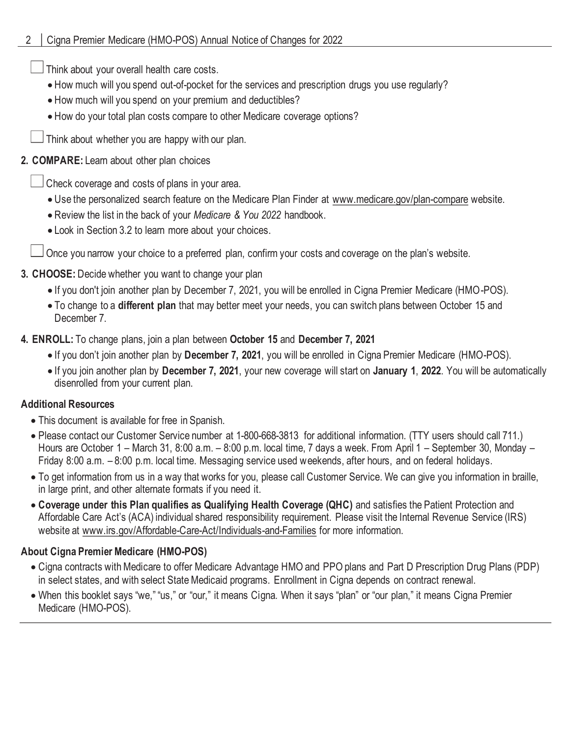- [ ] Think about your overall health care costs.
  - How much will you spend out-of-pocket for the services and prescription drugs you use regularly?
  - How much will you spend on your premium and deductibles?
  - How do your total plan costs compare to other Medicare coverage options?
- [ ] Think about whether you are happy with our plan.

**2. COMPARE:** Learn about other plan choices

- [ ] Check coverage and costs of plans in your area.
  - Use the personalized search feature on the Medicare Plan Finder at www.medicare.gov/plan-compare website.
  - Review the list in the back of your *Medicare & You 2022* handbook.
  - Look in Section 3.2 to learn more about your choices.
- [ ] Once you narrow your choice to a preferred plan, confirm your costs and coverage on the plan's website.

**3. CHOOSE:** Decide whether you want to change your plan

- If you don't join another plan by December 7, 2021, you will be enrolled in Cigna Premier Medicare (HMO-POS).
- To change to a **different plan** that may better meet your needs, you can switch plans between October 15 and December 7.

**4. ENROLL:** To change plans, join a plan between **October 15** and **December 7, 2021**

- If you don't join another plan by **December 7, 2021**, you will be enrolled in Cigna Premier Medicare (HMO-POS).
- If you join another plan by **December 7, 2021**, your new coverage will start on **January 1**, **2022**. You will be automatically disenrolled from your current plan.

### Additional Resources

- This document is available for free in Spanish.
- Please contact our Customer Service number at 1-800-668-3813 for additional information. (TTY users should call 711.) Hours are October 1 – March 31, 8:00 a.m. – 8:00 p.m. local time, 7 days a week. From April 1 – September 30, Monday – Friday 8:00 a.m. – 8:00 p.m. local time. Messaging service used weekends, after hours, and on federal holidays.
- To get information from us in a way that works for you, please call Customer Service. We can give you information in braille, in large print, and other alternate formats if you need it.
- **Coverage under this Plan qualifies as Qualifying Health Coverage (QHC)** and satisfies the Patient Protection and Affordable Care Act's (ACA) individual shared responsibility requirement. Please visit the Internal Revenue Service (IRS) website at www.irs.gov/Affordable-Care-Act/Individuals-and-Families for more information.

### About Cigna Premier Medicare (HMO-POS)

- Cigna contracts with Medicare to offer Medicare Advantage HMO and PPO plans and Part D Prescription Drug Plans (PDP) in select states, and with select State Medicaid programs. Enrollment in Cigna depends on contract renewal.
- When this booklet says "we," "us," or "our," it means Cigna. When it says "plan" or "our plan," it means Cigna Premier Medicare (HMO-POS).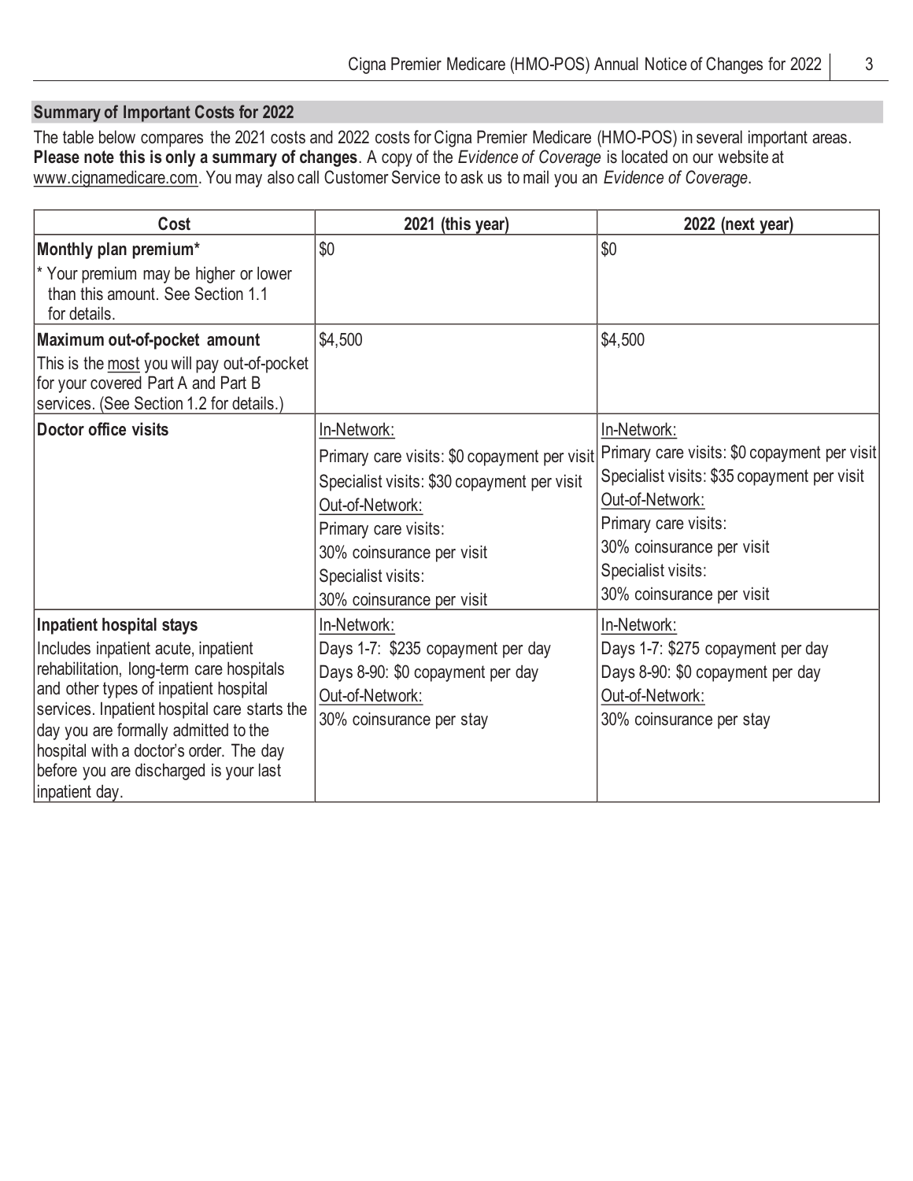## Summary of Important Costs for 2022

The table below compares the 2021 costs and 2022 costs for Cigna Premier Medicare (HMO-POS) in several important areas. **Please note this is only a summary of changes**. A copy of the *Evidence of Coverage* is located on our website at www.cignamedicare.com. You may also call Customer Service to ask us to mail you an *Evidence of Coverage*.

| Cost | 2021 (this year) | 2022 (next year) |
|---|---|---|
| **Monthly plan premium*** <br> * Your premium may be higher or lower than this amount. See Section 1.1 for details. | $0 | $0 |
| **Maximum out-of-pocket amount** <br> This is the most you will pay out-of-pocket for your covered Part A and Part B services. (See Section 1.2 for details.) | $4,500 | $4,500 |
| **Doctor office visits** | In-Network: <br> Primary care visits: $0 copayment per visit <br> Specialist visits: $30 copayment per visit <br> Out-of-Network: <br> Primary care visits: <br> 30% coinsurance per visit <br> Specialist visits: <br> 30% coinsurance per visit | In-Network: <br> Primary care visits: $0 copayment per visit <br> Specialist visits: $35 copayment per visit <br> Out-of-Network: <br> Primary care visits: <br> 30% coinsurance per visit <br> Specialist visits: <br> 30% coinsurance per visit |
| **Inpatient hospital stays** <br> Includes inpatient acute, inpatient rehabilitation, long-term care hospitals and other types of inpatient hospital services. Inpatient hospital care starts the day you are formally admitted to the hospital with a doctor's order. The day before you are discharged is your last inpatient day. | In-Network: <br> Days 1-7: $235 copayment per day <br> Days 8-90: $0 copayment per day <br> Out-of-Network: <br> 30% coinsurance per stay | In-Network: <br> Days 1-7: $275 copayment per day <br> Days 8-90: $0 copayment per day <br> Out-of-Network: <br> 30% coinsurance per stay |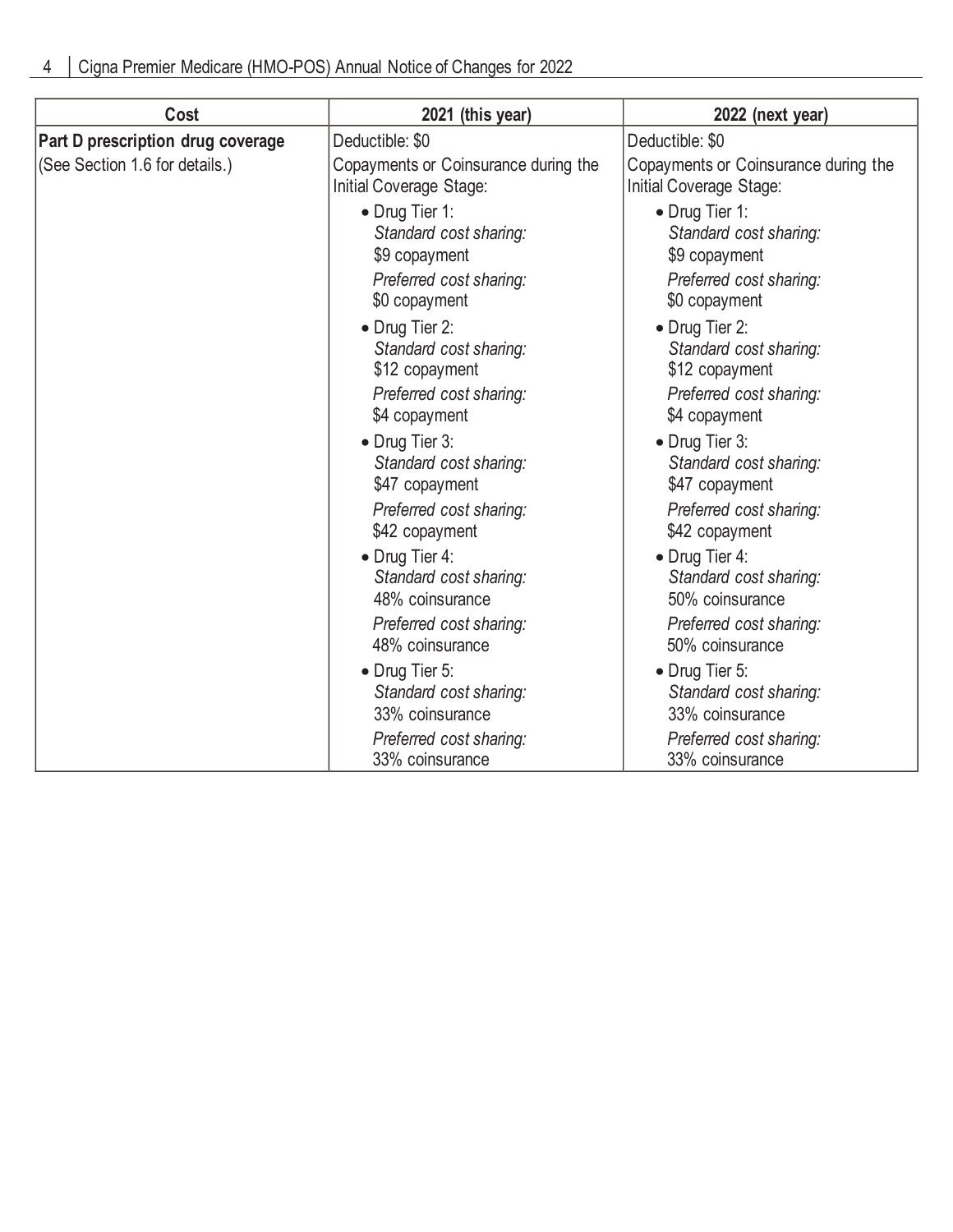| Cost | 2021 (this year) | 2022 (next year) |
|---|---|---|
| **Part D prescription drug coverage**<br>(See Section 1.6 for details.) | Deductible: $0<br>Copayments or Coinsurance during the Initial Coverage Stage:<br>• Drug Tier 1:<br>*Standard cost sharing:*<br>$9 copayment<br>*Preferred cost sharing:*<br>$0 copayment<br>• Drug Tier 2:<br>*Standard cost sharing:*<br>$12 copayment<br>*Preferred cost sharing:*<br>$4 copayment<br>• Drug Tier 3:<br>*Standard cost sharing:*<br>$47 copayment<br>*Preferred cost sharing:*<br>$42 copayment<br>• Drug Tier 4:<br>*Standard cost sharing:*<br>48% coinsurance<br>*Preferred cost sharing:*<br>48% coinsurance<br>• Drug Tier 5:<br>*Standard cost sharing:*<br>33% coinsurance<br>*Preferred cost sharing:*<br>33% coinsurance | Deductible: $0<br>Copayments or Coinsurance during the Initial Coverage Stage:<br>• Drug Tier 1:<br>*Standard cost sharing:*<br>$9 copayment<br>*Preferred cost sharing:*<br>$0 copayment<br>• Drug Tier 2:<br>*Standard cost sharing:*<br>$12 copayment<br>*Preferred cost sharing:*<br>$4 copayment<br>• Drug Tier 3:<br>*Standard cost sharing:*<br>$47 copayment<br>*Preferred cost sharing:*<br>$42 copayment<br>• Drug Tier 4:<br>*Standard cost sharing:*<br>50% coinsurance<br>*Preferred cost sharing:*<br>50% coinsurance<br>• Drug Tier 5:<br>*Standard cost sharing:*<br>33% coinsurance<br>*Preferred cost sharing:*<br>33% coinsurance |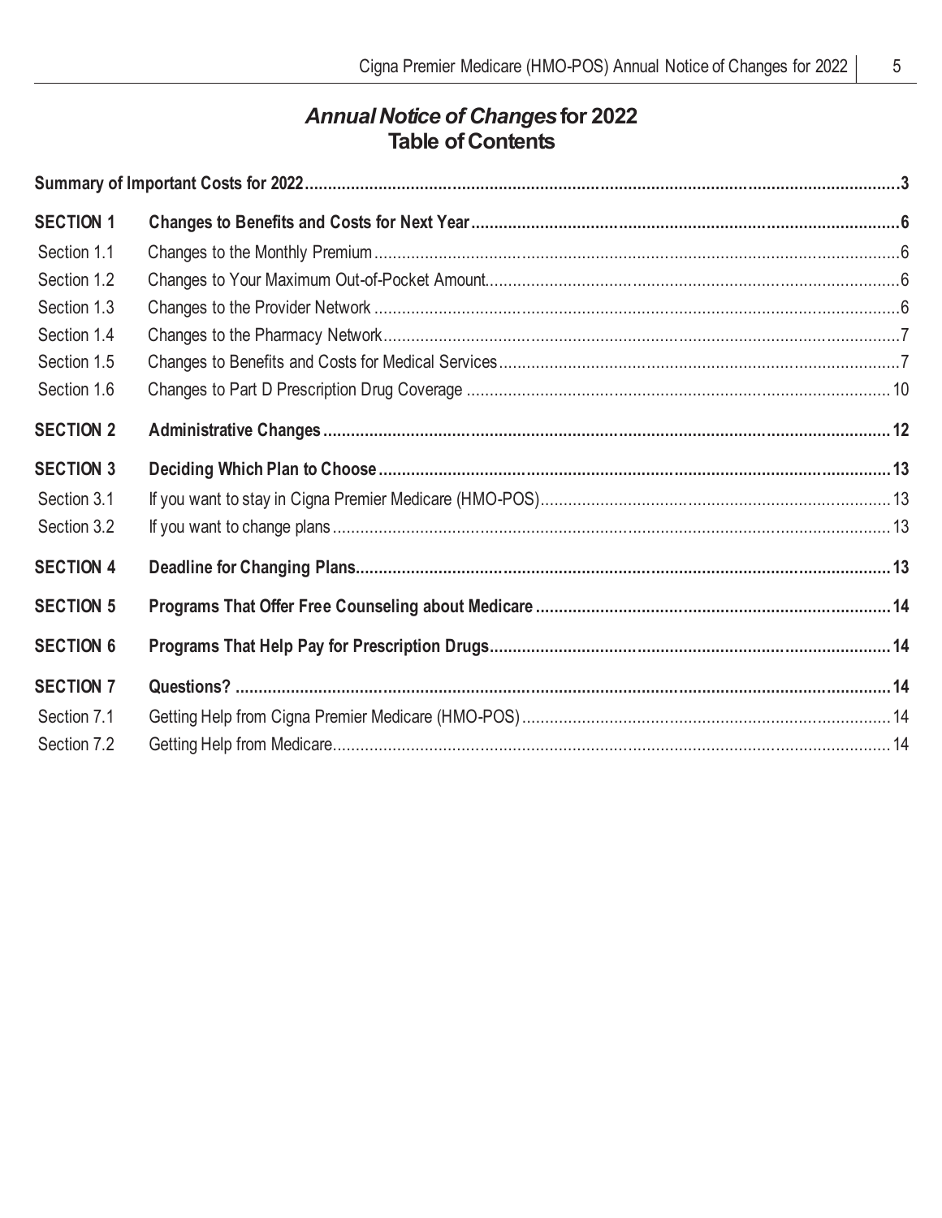# *Annual Notice of Changes* for 2022
## Table of Contents

| | | |
|---|---|---|
| **Summary of Important Costs for 2022** | | **3** |
| **SECTION 1** | **Changes to Benefits and Costs for Next Year** | **6** |
| Section 1.1 | Changes to the Monthly Premium | 6 |
| Section 1.2 | Changes to Your Maximum Out-of-Pocket Amount | 6 |
| Section 1.3 | Changes to the Provider Network | 6 |
| Section 1.4 | Changes to the Pharmacy Network | 7 |
| Section 1.5 | Changes to Benefits and Costs for Medical Services | 7 |
| Section 1.6 | Changes to Part D Prescription Drug Coverage | 10 |
| **SECTION 2** | **Administrative Changes** | **12** |
| **SECTION 3** | **Deciding Which Plan to Choose** | **13** |
| Section 3.1 | If you want to stay in Cigna Premier Medicare (HMO-POS) | 13 |
| Section 3.2 | If you want to change plans | 13 |
| **SECTION 4** | **Deadline for Changing Plans** | **13** |
| **SECTION 5** | **Programs That Offer Free Counseling about Medicare** | **14** |
| **SECTION 6** | **Programs That Help Pay for Prescription Drugs** | **14** |
| **SECTION 7** | **Questions?** | **14** |
| Section 7.1 | Getting Help from Cigna Premier Medicare (HMO-POS) | 14 |
| Section 7.2 | Getting Help from Medicare | 14 |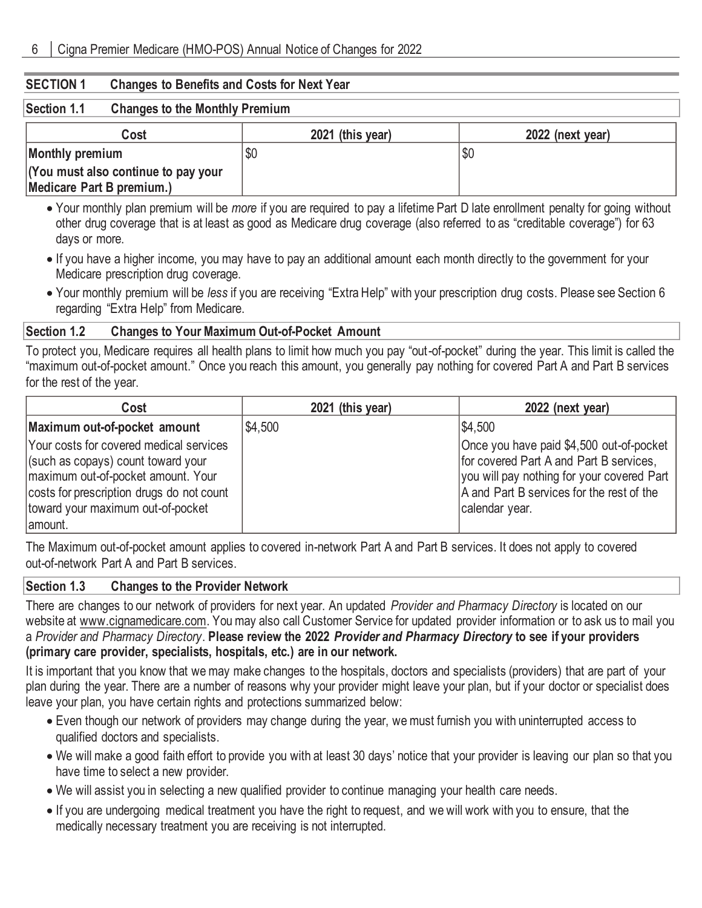## SECTION 1 Changes to Benefits and Costs for Next Year

### Section 1.1 Changes to the Monthly Premium

| Cost | 2021 (this year) | 2022 (next year) |
|---|---|---|
| **Monthly premium**<br>**(You must also continue to pay your Medicare Part B premium.)** | $0 | $0 |

- Your monthly plan premium will be *more* if you are required to pay a lifetime Part D late enrollment penalty for going without other drug coverage that is at least as good as Medicare drug coverage (also referred to as "creditable coverage") for 63 days or more.
- If you have a higher income, you may have to pay an additional amount each month directly to the government for your Medicare prescription drug coverage.
- Your monthly premium will be *less* if you are receiving "Extra Help" with your prescription drug costs. Please see Section 6 regarding "Extra Help" from Medicare.

### Section 1.2 Changes to Your Maximum Out-of-Pocket Amount

To protect you, Medicare requires all health plans to limit how much you pay "out-of-pocket" during the year. This limit is called the "maximum out-of-pocket amount." Once you reach this amount, you generally pay nothing for covered Part A and Part B services for the rest of the year.

| Cost | 2021 (this year) | 2022 (next year) |
|---|---|---|
| **Maximum out-of-pocket amount**<br>Your costs for covered medical services (such as copays) count toward your maximum out-of-pocket amount. Your costs for prescription drugs do not count toward your maximum out-of-pocket amount. | $4,500 | $4,500<br>Once you have paid $4,500 out-of-pocket for covered Part A and Part B services, you will pay nothing for your covered Part A and Part B services for the rest of the calendar year. |

The Maximum out-of-pocket amount applies to covered in-network Part A and Part B services. It does not apply to covered out-of-network Part A and Part B services.

### Section 1.3 Changes to the Provider Network

There are changes to our network of providers for next year. An updated *Provider and Pharmacy Directory* is located on our website at www.cignamedicare.com. You may also call Customer Service for updated provider information or to ask us to mail you a *Provider and Pharmacy Directory*. **Please review the 2022 *Provider and Pharmacy Directory* to see if your providers (primary care provider, specialists, hospitals, etc.) are in our network.**

It is important that you know that we may make changes to the hospitals, doctors and specialists (providers) that are part of your plan during the year. There are a number of reasons why your provider might leave your plan, but if your doctor or specialist does leave your plan, you have certain rights and protections summarized below:

- Even though our network of providers may change during the year, we must furnish you with uninterrupted access to qualified doctors and specialists.
- We will make a good faith effort to provide you with at least 30 days' notice that your provider is leaving our plan so that you have time to select a new provider.
- We will assist you in selecting a new qualified provider to continue managing your health care needs.
- If you are undergoing medical treatment you have the right to request, and we will work with you to ensure, that the medically necessary treatment you are receiving is not interrupted.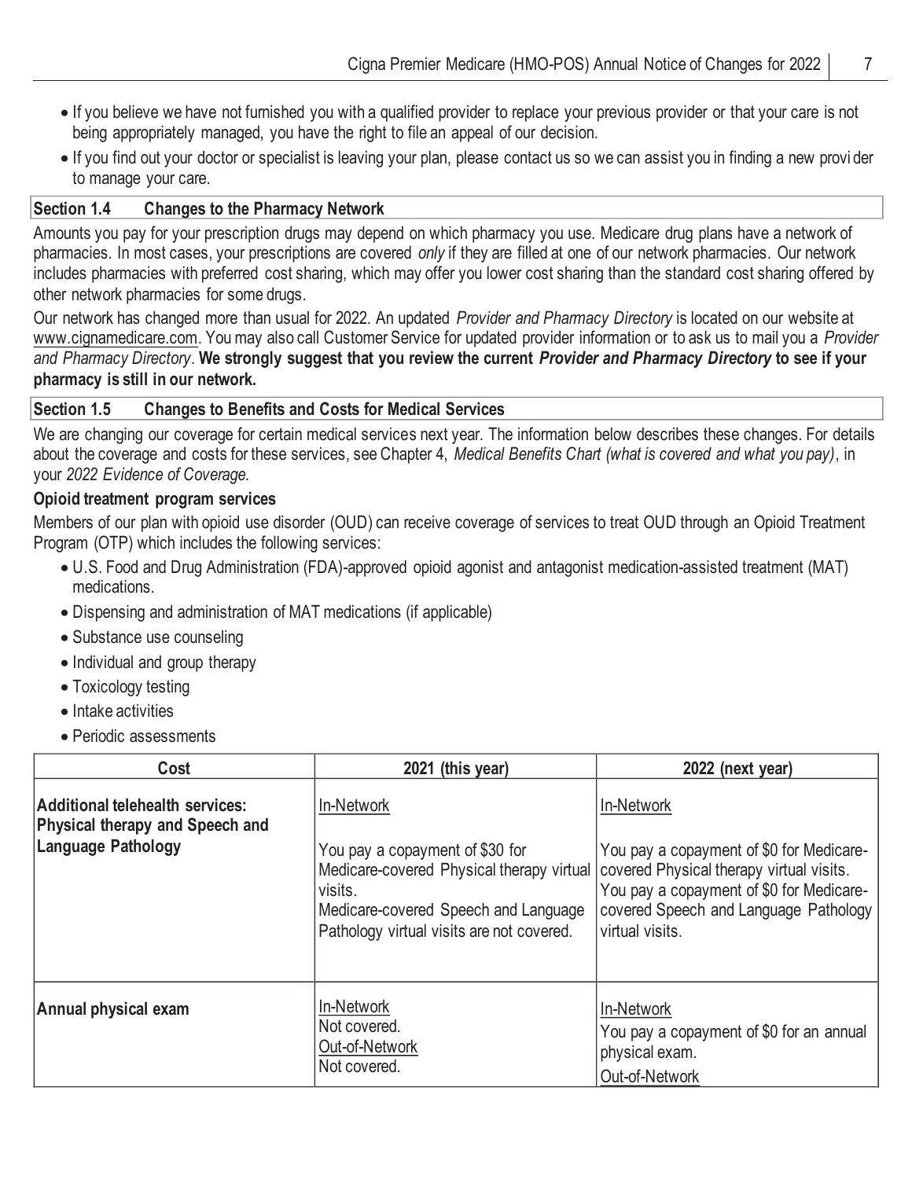- If you believe we have not furnished you with a qualified provider to replace your previous provider or that your care is not being appropriately managed, you have the right to file an appeal of our decision.
- If you find out your doctor or specialist is leaving your plan, please contact us so we can assist you in finding a new provider to manage your care.

### Section 1.4 Changes to the Pharmacy Network

Amounts you pay for your prescription drugs may depend on which pharmacy you use. Medicare drug plans have a network of pharmacies. In most cases, your prescriptions are covered *only* if they are filled at one of our network pharmacies. Our network includes pharmacies with preferred cost sharing, which may offer you lower cost sharing than the standard cost sharing offered by other network pharmacies for some drugs.

Our network has changed more than usual for 2022. An updated *Provider and Pharmacy Directory* is located on our website at www.cignamedicare.com. You may also call Customer Service for updated provider information or to ask us to mail you a *Provider and Pharmacy Directory*. **We strongly suggest that you review the current *Provider and Pharmacy Directory* to see if your pharmacy is still in our network.**

### Section 1.5 Changes to Benefits and Costs for Medical Services

We are changing our coverage for certain medical services next year. The information below describes these changes. For details about the coverage and costs for these services, see Chapter 4, *Medical Benefits Chart (what is covered and what you pay)*, in your *2022 Evidence of Coverage*.

**Opioid treatment program services**

Members of our plan with opioid use disorder (OUD) can receive coverage of services to treat OUD through an Opioid Treatment Program (OTP) which includes the following services:

- U.S. Food and Drug Administration (FDA)-approved opioid agonist and antagonist medication-assisted treatment (MAT) medications.
- Dispensing and administration of MAT medications (if applicable)
- Substance use counseling
- Individual and group therapy
- Toxicology testing
- Intake activities
- Periodic assessments

| Cost | 2021 (this year) | 2022 (next year) |
|---|---|---|
| **Additional telehealth services: Physical therapy and Speech and Language Pathology** | In-Network<br><br>You pay a copayment of $30 for Medicare-covered Physical therapy virtual visits.<br>Medicare-covered Speech and Language Pathology virtual visits are not covered. | In-Network<br><br>You pay a copayment of $0 for Medicare-covered Physical therapy virtual visits.<br>You pay a copayment of $0 for Medicare-covered Speech and Language Pathology virtual visits. |
| **Annual physical exam** | In-Network<br>Not covered.<br>Out-of-Network<br>Not covered. | In-Network<br>You pay a copayment of $0 for an annual physical exam.<br>Out-of-Network |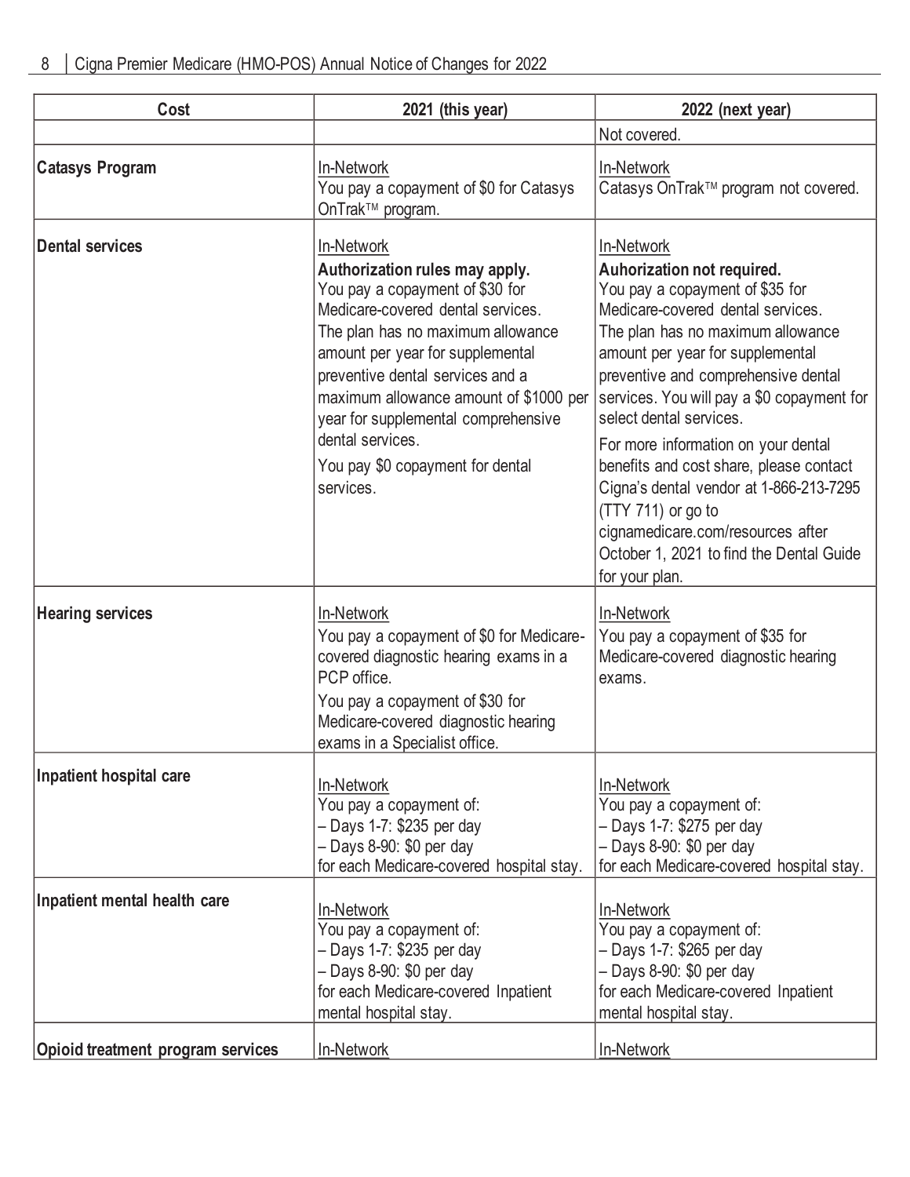| Cost | 2021 (this year) | 2022 (next year) |
| --- | --- | --- |
| | | Not covered. |
| **Catasys Program** | In-Network<br>You pay a copayment of $0 for Catasys OnTrak™ program. | In-Network<br>Catasys OnTrak™ program not covered. |
| **Dental services** | In-Network<br>**Authorization rules may apply.**<br>You pay a copayment of $30 for Medicare-covered dental services.<br>The plan has no maximum allowance amount per year for supplemental preventive dental services and a maximum allowance amount of $1000 per year for supplemental comprehensive dental services.<br>You pay $0 copayment for dental services. | In-Network<br>**Auhorization not required.**<br>You pay a copayment of $35 for Medicare-covered dental services.<br>The plan has no maximum allowance amount per year for supplemental preventive and comprehensive dental services. You will pay a $0 copayment for select dental services.<br>For more information on your dental benefits and cost share, please contact Cigna's dental vendor at 1-866-213-7295 (TTY 711) or go to cignamedicare.com/resources after October 1, 2021 to find the Dental Guide for your plan. |
| **Hearing services** | In-Network<br>You pay a copayment of $0 for Medicare-covered diagnostic hearing exams in a PCP office.<br>You pay a copayment of $30 for Medicare-covered diagnostic hearing exams in a Specialist office. | In-Network<br>You pay a copayment of $35 for Medicare-covered diagnostic hearing exams. |
| **Inpatient hospital care** | In-Network<br>You pay a copayment of:<br>– Days 1-7: $235 per day<br>– Days 8-90: $0 per day<br>for each Medicare-covered hospital stay. | In-Network<br>You pay a copayment of:<br>– Days 1-7: $275 per day<br>– Days 8-90: $0 per day<br>for each Medicare-covered hospital stay. |
| **Inpatient mental health care** | In-Network<br>You pay a copayment of:<br>– Days 1-7: $235 per day<br>– Days 8-90: $0 per day<br>for each Medicare-covered Inpatient mental hospital stay. | In-Network<br>You pay a copayment of:<br>– Days 1-7: $265 per day<br>– Days 8-90: $0 per day<br>for each Medicare-covered Inpatient mental hospital stay. |
| **Opioid treatment program services** | In-Network | In-Network |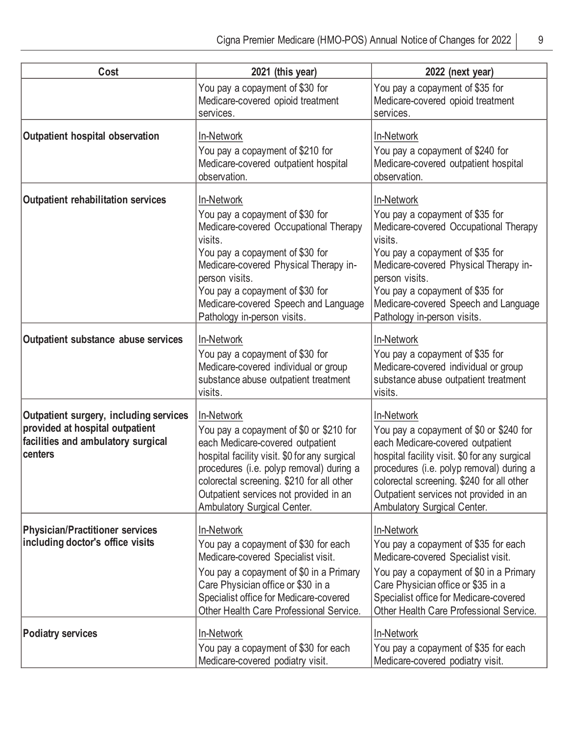| Cost | 2021 (this year) | 2022 (next year) |
|---|---|---|
| | You pay a copayment of $30 for Medicare-covered opioid treatment services. | You pay a copayment of $35 for Medicare-covered opioid treatment services. |
| **Outpatient hospital observation** | In-Network<br>You pay a copayment of $210 for Medicare-covered outpatient hospital observation. | In-Network<br>You pay a copayment of $240 for Medicare-covered outpatient hospital observation. |
| **Outpatient rehabilitation services** | In-Network<br>You pay a copayment of $30 for Medicare-covered Occupational Therapy visits.<br>You pay a copayment of $30 for Medicare-covered Physical Therapy in-person visits.<br>You pay a copayment of $30 for Medicare-covered Speech and Language Pathology in-person visits. | In-Network<br>You pay a copayment of $35 for Medicare-covered Occupational Therapy visits.<br>You pay a copayment of $35 for Medicare-covered Physical Therapy in-person visits.<br>You pay a copayment of $35 for Medicare-covered Speech and Language Pathology in-person visits. |
| **Outpatient substance abuse services** | In-Network<br>You pay a copayment of $30 for Medicare-covered individual or group substance abuse outpatient treatment visits. | In-Network<br>You pay a copayment of $35 for Medicare-covered individual or group substance abuse outpatient treatment visits. |
| **Outpatient surgery, including services provided at hospital outpatient facilities and ambulatory surgical centers** | In-Network<br>You pay a copayment of $0 or $210 for each Medicare-covered outpatient hospital facility visit. $0 for any surgical procedures (i.e. polyp removal) during a colorectal screening. $210 for all other Outpatient services not provided in an Ambulatory Surgical Center. | In-Network<br>You pay a copayment of $0 or $240 for each Medicare-covered outpatient hospital facility visit. $0 for any surgical procedures (i.e. polyp removal) during a colorectal screening. $240 for all other Outpatient services not provided in an Ambulatory Surgical Center. |
| **Physician/Practitioner services including doctor's office visits** | In-Network<br>You pay a copayment of $30 for each Medicare-covered Specialist visit.<br>You pay a copayment of $0 in a Primary Care Physician office or $30 in a Specialist office for Medicare-covered Other Health Care Professional Service. | In-Network<br>You pay a copayment of $35 for each Medicare-covered Specialist visit.<br>You pay a copayment of $0 in a Primary Care Physician office or $35 in a Specialist office for Medicare-covered Other Health Care Professional Service. |
| **Podiatry services** | In-Network<br>You pay a copayment of $30 for each Medicare-covered podiatry visit. | In-Network<br>You pay a copayment of $35 for each Medicare-covered podiatry visit. |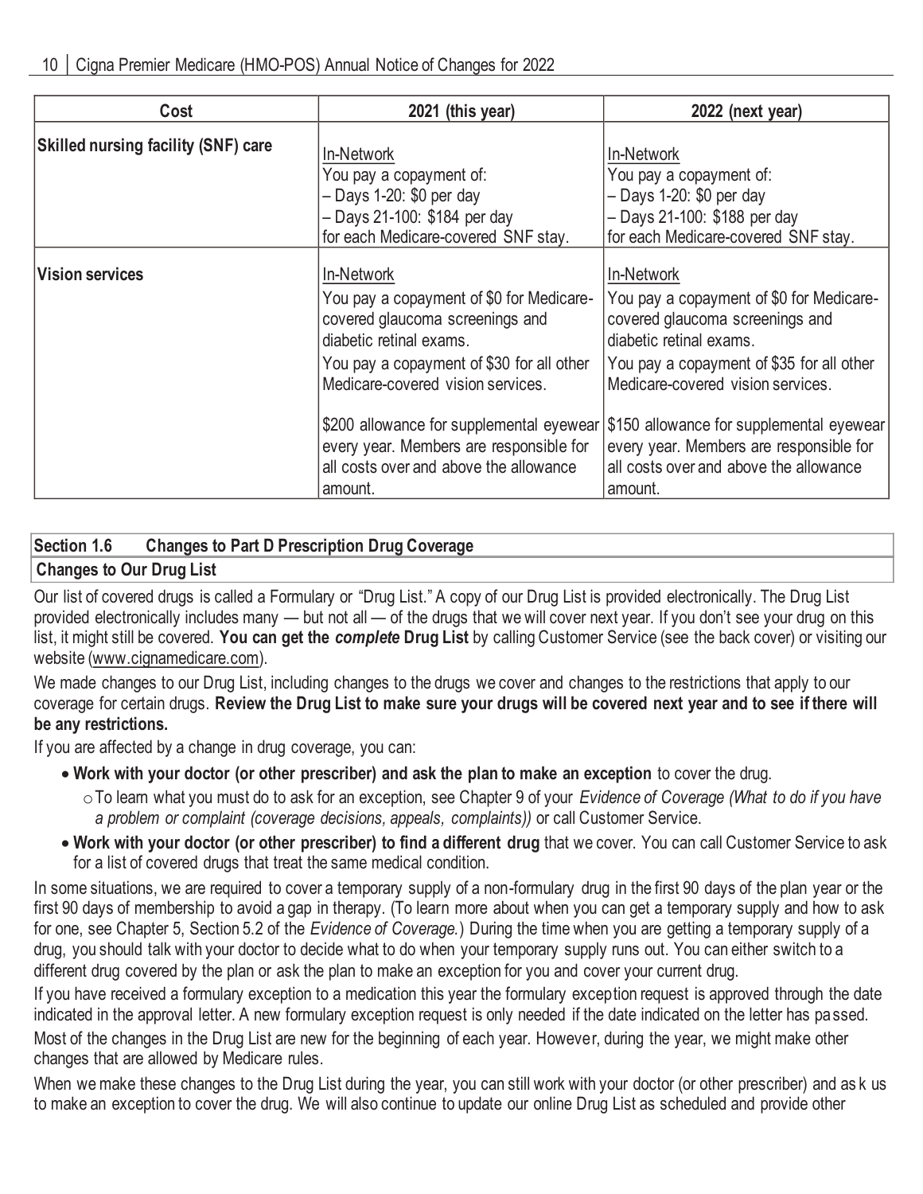| Cost | 2021 (this year) | 2022 (next year) |
|---|---|---|
| **Skilled nursing facility (SNF) care** | In-Network<br>You pay a copayment of:<br>– Days 1-20: $0 per day<br>– Days 21-100: $184 per day<br>for each Medicare-covered SNF stay. | In-Network<br>You pay a copayment of:<br>– Days 1-20: $0 per day<br>– Days 21-100: $188 per day<br>for each Medicare-covered SNF stay. |
| **Vision services** | In-Network<br>You pay a copayment of $0 for Medicare-covered glaucoma screenings and diabetic retinal exams.<br>You pay a copayment of $30 for all other Medicare-covered vision services.<br><br>$200 allowance for supplemental eyewear every year. Members are responsible for all costs over and above the allowance amount. | In-Network<br>You pay a copayment of $0 for Medicare-covered glaucoma screenings and diabetic retinal exams.<br>You pay a copayment of $35 for all other Medicare-covered vision services.<br><br>$150 allowance for supplemental eyewear every year. Members are responsible for all costs over and above the allowance amount. |

## Section 1.6 Changes to Part D Prescription Drug Coverage

### Changes to Our Drug List

Our list of covered drugs is called a Formulary or "Drug List." A copy of our Drug List is provided electronically. The Drug List provided electronically includes many — but not all — of the drugs that we will cover next year. If you don't see your drug on this list, it might still be covered. **You can get the *complete* Drug List** by calling Customer Service (see the back cover) or visiting our website (www.cignamedicare.com).

We made changes to our Drug List, including changes to the drugs we cover and changes to the restrictions that apply to our coverage for certain drugs. **Review the Drug List to make sure your drugs will be covered next year and to see if there will be any restrictions.**

If you are affected by a change in drug coverage, you can:

- **Work with your doctor (or other prescriber) and ask the plan to make an exception** to cover the drug.
  - To learn what you must do to ask for an exception, see Chapter 9 of your *Evidence of Coverage (What to do if you have a problem or complaint (coverage decisions, appeals, complaints))* or call Customer Service.
- **Work with your doctor (or other prescriber) to find a different drug** that we cover. You can call Customer Service to ask for a list of covered drugs that treat the same medical condition.

In some situations, we are required to cover a temporary supply of a non-formulary drug in the first 90 days of the plan year or the first 90 days of membership to avoid a gap in therapy. (To learn more about when you can get a temporary supply and how to ask for one, see Chapter 5, Section 5.2 of the *Evidence of Coverage.*) During the time when you are getting a temporary supply of a drug, you should talk with your doctor to decide what to do when your temporary supply runs out. You can either switch to a different drug covered by the plan or ask the plan to make an exception for you and cover your current drug.

If you have received a formulary exception to a medication this year the formulary exception request is approved through the date indicated in the approval letter. A new formulary exception request is only needed if the date indicated on the letter has passed.

Most of the changes in the Drug List are new for the beginning of each year. However, during the year, we might make other changes that are allowed by Medicare rules.

When we make these changes to the Drug List during the year, you can still work with your doctor (or other prescriber) and ask us to make an exception to cover the drug. We will also continue to update our online Drug List as scheduled and provide other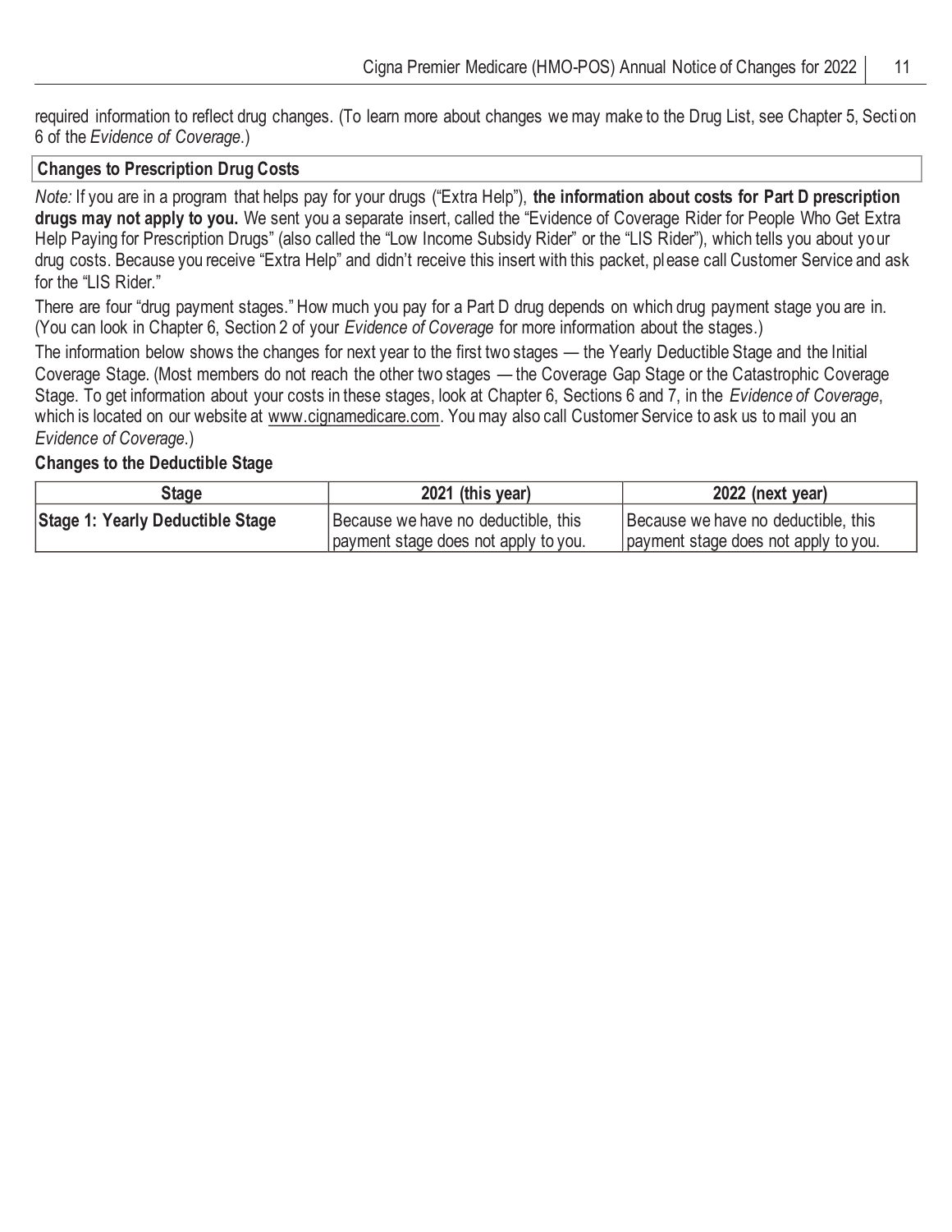required information to reflect drug changes. (To learn more about changes we may make to the Drug List, see Chapter 5, Section 6 of the *Evidence of Coverage*.)

### Changes to Prescription Drug Costs

*Note:* If you are in a program that helps pay for your drugs ("Extra Help"), **the information about costs for Part D prescription drugs may not apply to you.** We sent you a separate insert, called the "Evidence of Coverage Rider for People Who Get Extra Help Paying for Prescription Drugs" (also called the "Low Income Subsidy Rider" or the "LIS Rider"), which tells you about your drug costs. Because you receive "Extra Help" and didn't receive this insert with this packet, please call Customer Service and ask for the "LIS Rider."

There are four "drug payment stages." How much you pay for a Part D drug depends on which drug payment stage you are in. (You can look in Chapter 6, Section 2 of your *Evidence of Coverage* for more information about the stages.)

The information below shows the changes for next year to the first two stages — the Yearly Deductible Stage and the Initial Coverage Stage. (Most members do not reach the other two stages — the Coverage Gap Stage or the Catastrophic Coverage Stage. To get information about your costs in these stages, look at Chapter 6, Sections 6 and 7, in the *Evidence of Coverage*, which is located on our website at www.cignamedicare.com. You may also call Customer Service to ask us to mail you an *Evidence of Coverage*.)

#### Changes to the Deductible Stage

| Stage | 2021 (this year) | 2022 (next year) |
|---|---|---|
| **Stage 1: Yearly Deductible Stage** | Because we have no deductible, this payment stage does not apply to you. | Because we have no deductible, this payment stage does not apply to you. |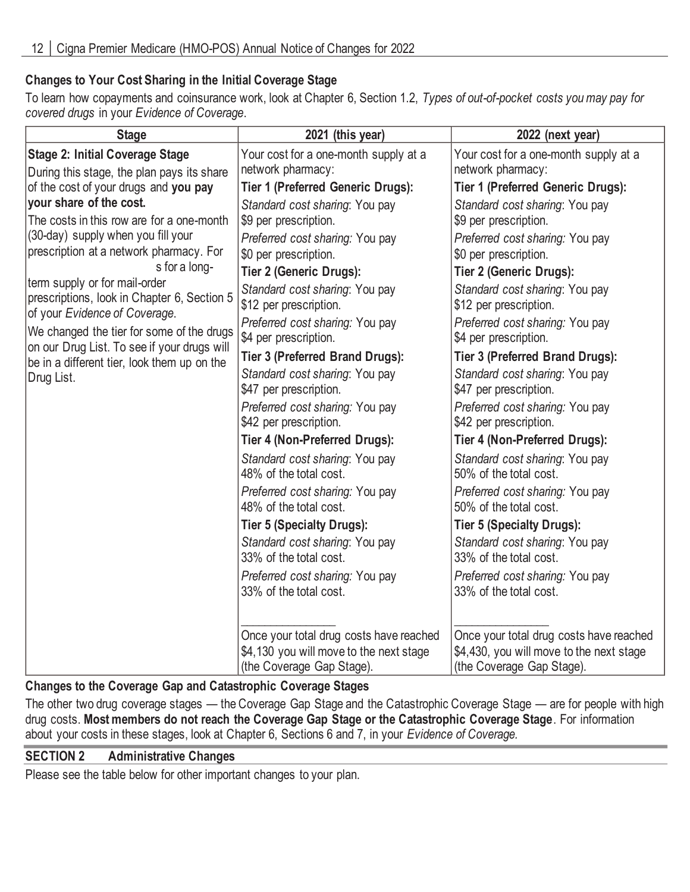### Changes to Your Cost Sharing in the Initial Coverage Stage

To learn how copayments and coinsurance work, look at Chapter 6, Section 1.2, *Types of out-of-pocket costs you may pay for covered drugs* in your *Evidence of Coverage*.

| Stage | 2021 (this year) | 2022 (next year) |
|---|---|---|
| **Stage 2: Initial Coverage Stage**<br>During this stage, the plan pays its share of the cost of your drugs and **you pay your share of the cost.**<br>The costs in this row are for a one-month (30-day) supply when you fill your prescription at a network pharmacy. For s for a long-term supply or for mail-order prescriptions, look in Chapter 6, Section 5 of your *Evidence of Coverage*.<br>We changed the tier for some of the drugs on our Drug List. To see if your drugs will be in a different tier, look them up on the Drug List. | Your cost for a one-month supply at a network pharmacy:<br>**Tier 1 (Preferred Generic Drugs):**<br>*Standard cost sharing*: You pay $9 per prescription.<br>*Preferred cost sharing:* You pay $0 per prescription.<br>**Tier 2 (Generic Drugs):**<br>*Standard cost sharing*: You pay $12 per prescription.<br>*Preferred cost sharing:* You pay $4 per prescription.<br>**Tier 3 (Preferred Brand Drugs):**<br>*Standard cost sharing*: You pay $47 per prescription.<br>*Preferred cost sharing:* You pay $42 per prescription.<br>**Tier 4 (Non-Preferred Drugs):**<br>*Standard cost sharing*: You pay 48% of the total cost.<br>*Preferred cost sharing:* You pay 48% of the total cost.<br>**Tier 5 (Specialty Drugs):**<br>*Standard cost sharing*: You pay 33% of the total cost.<br>*Preferred cost sharing:* You pay 33% of the total cost.<br>\_\_\_\_\_\_\_\_\_\_\_\_\_\_\_<br>Once your total drug costs have reached $4,130 you will move to the next stage (the Coverage Gap Stage). | Your cost for a one-month supply at a network pharmacy:<br>**Tier 1 (Preferred Generic Drugs):**<br>*Standard cost sharing*: You pay $9 per prescription.<br>*Preferred cost sharing:* You pay $0 per prescription.<br>**Tier 2 (Generic Drugs):**<br>*Standard cost sharing*: You pay $12 per prescription.<br>*Preferred cost sharing:* You pay $4 per prescription.<br>**Tier 3 (Preferred Brand Drugs):**<br>*Standard cost sharing*: You pay $47 per prescription.<br>*Preferred cost sharing:* You pay $42 per prescription.<br>**Tier 4 (Non-Preferred Drugs):**<br>*Standard cost sharing*: You pay 50% of the total cost.<br>*Preferred cost sharing:* You pay 50% of the total cost.<br>**Tier 5 (Specialty Drugs):**<br>*Standard cost sharing*: You pay 33% of the total cost.<br>*Preferred cost sharing:* You pay 33% of the total cost.<br>\_\_\_\_\_\_\_\_\_\_\_\_\_\_\_<br>Once your total drug costs have reached $4,430, you will move to the next stage (the Coverage Gap Stage). |

### Changes to the Coverage Gap and Catastrophic Coverage Stages

The other two drug coverage stages — the Coverage Gap Stage and the Catastrophic Coverage Stage — are for people with high drug costs. **Most members do not reach the Coverage Gap Stage or the Catastrophic Coverage Stage**. For information about your costs in these stages, look at Chapter 6, Sections 6 and 7, in your *Evidence of Coverage.*

## SECTION 2 Administrative Changes

Please see the table below for other important changes to your plan.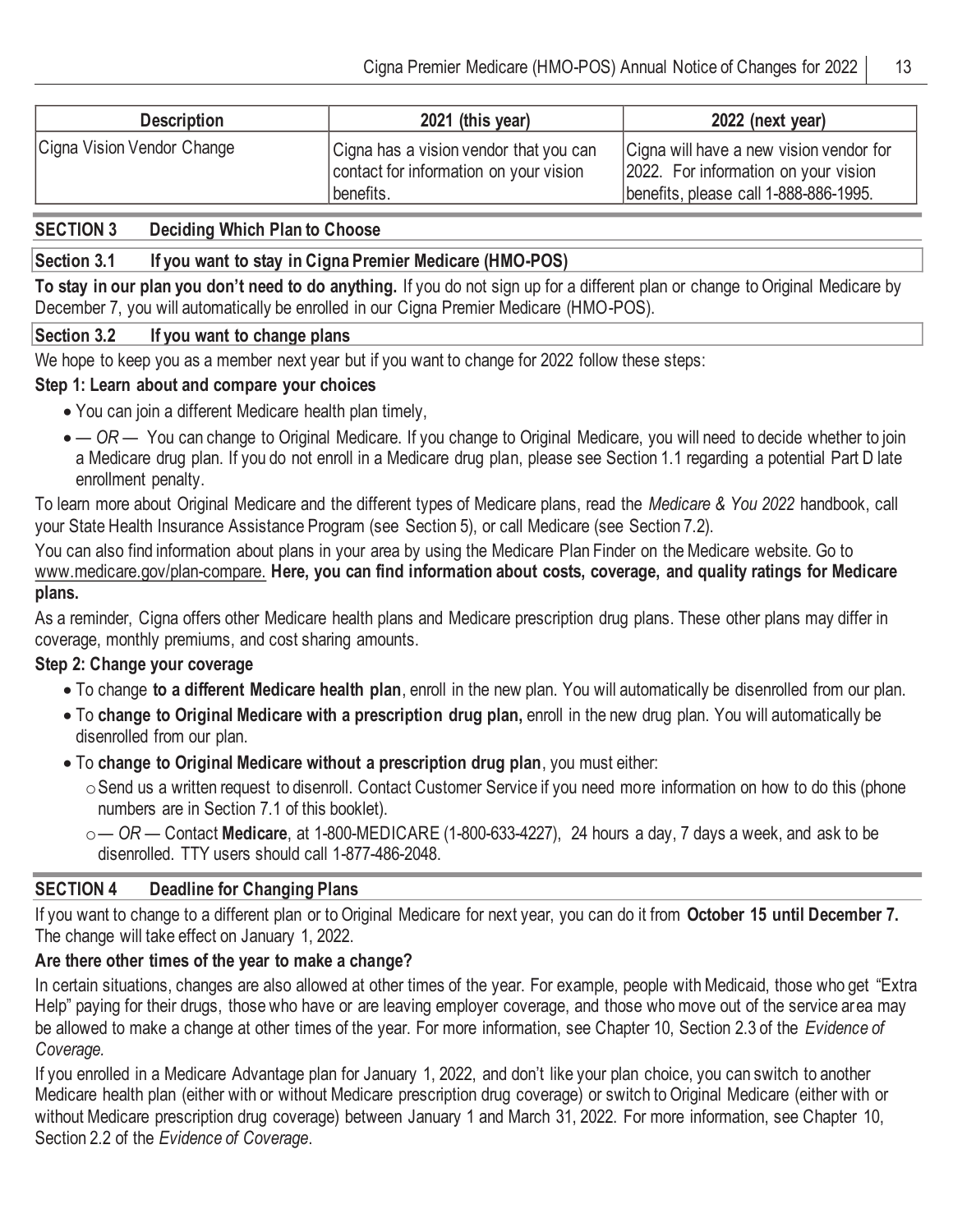| Description | 2021 (this year) | 2022 (next year) |
|---|---|---|
| Cigna Vision Vendor Change | Cigna has a vision vendor that you can contact for information on your vision benefits. | Cigna will have a new vision vendor for 2022. For information on your vision benefits, please call 1-888-886-1995. |

## SECTION 3 Deciding Which Plan to Choose

### Section 3.1 If you want to stay in Cigna Premier Medicare (HMO-POS)

**To stay in our plan you don't need to do anything.** If you do not sign up for a different plan or change to Original Medicare by December 7, you will automatically be enrolled in our Cigna Premier Medicare (HMO-POS).

### Section 3.2 If you want to change plans

We hope to keep you as a member next year but if you want to change for 2022 follow these steps:

**Step 1: Learn about and compare your choices**

- You can join a different Medicare health plan timely,
- *— OR —* You can change to Original Medicare. If you change to Original Medicare, you will need to decide whether to join a Medicare drug plan. If you do not enroll in a Medicare drug plan, please see Section 1.1 regarding a potential Part D late enrollment penalty.

To learn more about Original Medicare and the different types of Medicare plans, read the *Medicare & You 2022* handbook, call your State Health Insurance Assistance Program (see Section 5), or call Medicare (see Section 7.2).

You can also find information about plans in your area by using the Medicare Plan Finder on the Medicare website. Go to www.medicare.gov/plan-compare. **Here, you can find information about costs, coverage, and quality ratings for Medicare plans.**

As a reminder, Cigna offers other Medicare health plans and Medicare prescription drug plans. These other plans may differ in coverage, monthly premiums, and cost sharing amounts.

**Step 2: Change your coverage**

- To change **to a different Medicare health plan**, enroll in the new plan. You will automatically be disenrolled from our plan.
- To **change to Original Medicare with a prescription drug plan,** enroll in the new drug plan. You will automatically be disenrolled from our plan.
- To **change to Original Medicare without a prescription drug plan**, you must either:
  - Send us a written request to disenroll. Contact Customer Service if you need more information on how to do this (phone numbers are in Section 7.1 of this booklet).
  - *— OR —* Contact **Medicare**, at 1-800-MEDICARE (1-800-633-4227), 24 hours a day, 7 days a week, and ask to be disenrolled. TTY users should call 1-877-486-2048.

## SECTION 4 Deadline for Changing Plans

If you want to change to a different plan or to Original Medicare for next year, you can do it from **October 15 until December 7.** The change will take effect on January 1, 2022.

**Are there other times of the year to make a change?**

In certain situations, changes are also allowed at other times of the year. For example, people with Medicaid, those who get "Extra Help" paying for their drugs, those who have or are leaving employer coverage, and those who move out of the service area may be allowed to make a change at other times of the year. For more information, see Chapter 10, Section 2.3 of the *Evidence of Coverage.*

If you enrolled in a Medicare Advantage plan for January 1, 2022, and don't like your plan choice, you can switch to another Medicare health plan (either with or without Medicare prescription drug coverage) or switch to Original Medicare (either with or without Medicare prescription drug coverage) between January 1 and March 31, 2022. For more information, see Chapter 10, Section 2.2 of the *Evidence of Coverage*.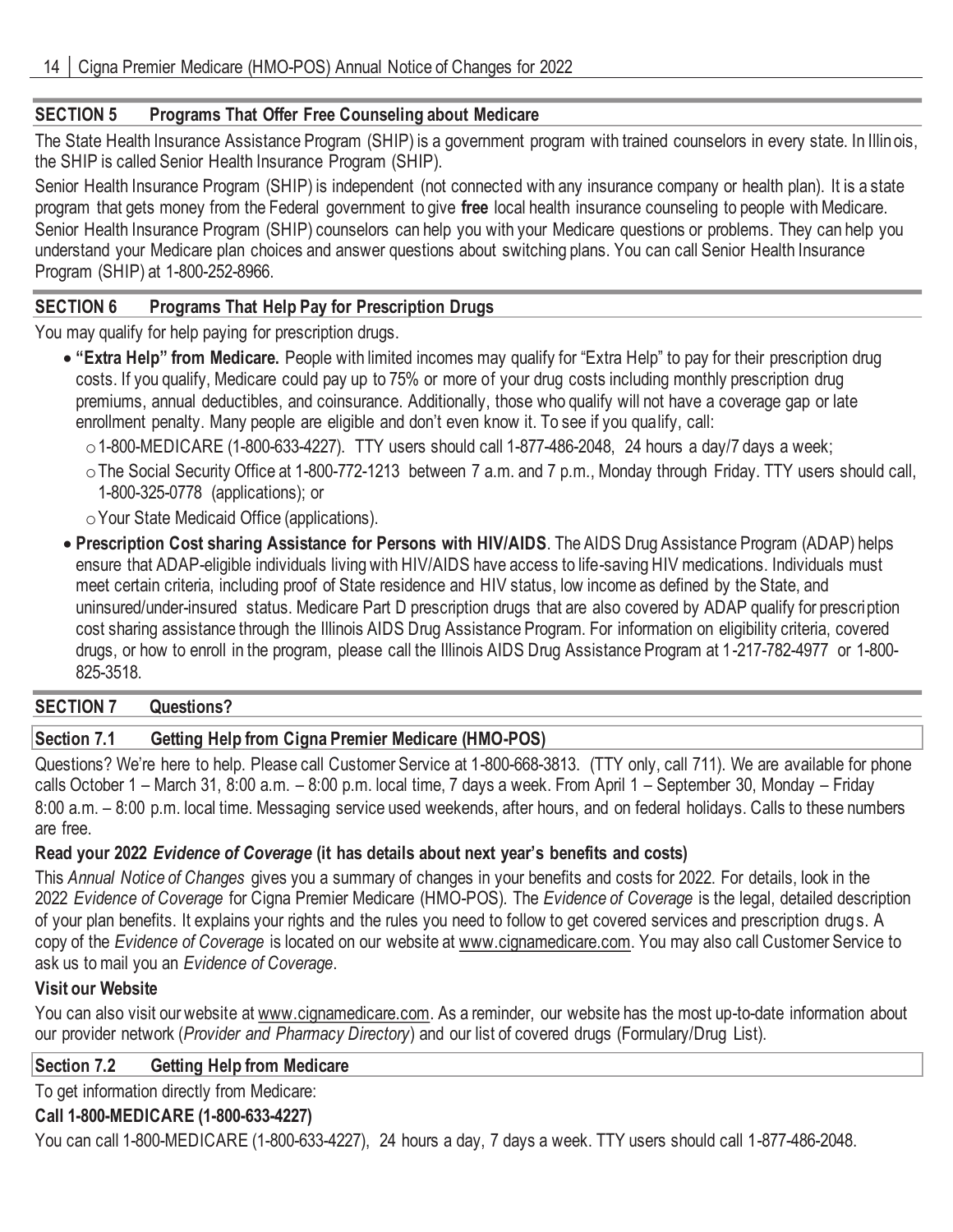## SECTION 5 Programs That Offer Free Counseling about Medicare

The State Health Insurance Assistance Program (SHIP) is a government program with trained counselors in every state. In Illinois, the SHIP is called Senior Health Insurance Program (SHIP).

Senior Health Insurance Program (SHIP) is independent (not connected with any insurance company or health plan). It is a state program that gets money from the Federal government to give **free** local health insurance counseling to people with Medicare. Senior Health Insurance Program (SHIP) counselors can help you with your Medicare questions or problems. They can help you understand your Medicare plan choices and answer questions about switching plans. You can call Senior Health Insurance Program (SHIP) at 1-800-252-8966.

## SECTION 6 Programs That Help Pay for Prescription Drugs

You may qualify for help paying for prescription drugs.

- **"Extra Help" from Medicare.** People with limited incomes may qualify for "Extra Help" to pay for their prescription drug costs. If you qualify, Medicare could pay up to 75% or more of your drug costs including monthly prescription drug premiums, annual deductibles, and coinsurance. Additionally, those who qualify will not have a coverage gap or late enrollment penalty. Many people are eligible and don't even know it. To see if you qualify, call:
  - 1-800-MEDICARE (1-800-633-4227). TTY users should call 1-877-486-2048, 24 hours a day/7 days a week;
  - The Social Security Office at 1-800-772-1213 between 7 a.m. and 7 p.m., Monday through Friday. TTY users should call, 1-800-325-0778 (applications); or
  - Your State Medicaid Office (applications).
- **Prescription Cost sharing Assistance for Persons with HIV/AIDS**. The AIDS Drug Assistance Program (ADAP) helps ensure that ADAP-eligible individuals living with HIV/AIDS have access to life-saving HIV medications. Individuals must meet certain criteria, including proof of State residence and HIV status, low income as defined by the State, and uninsured/under-insured status. Medicare Part D prescription drugs that are also covered by ADAP qualify for prescription cost sharing assistance through the Illinois AIDS Drug Assistance Program. For information on eligibility criteria, covered drugs, or how to enroll in the program, please call the Illinois AIDS Drug Assistance Program at 1-217-782-4977 or 1-800-825-3518.

## SECTION 7 Questions?

### Section 7.1 Getting Help from Cigna Premier Medicare (HMO-POS)

Questions? We're here to help. Please call Customer Service at 1-800-668-3813. (TTY only, call 711). We are available for phone calls October 1 – March 31, 8:00 a.m. – 8:00 p.m. local time, 7 days a week. From April 1 – September 30, Monday – Friday 8:00 a.m. – 8:00 p.m. local time. Messaging service used weekends, after hours, and on federal holidays. Calls to these numbers are free.

**Read your 2022 *Evidence of Coverage* (it has details about next year's benefits and costs)**

This *Annual Notice of Changes* gives you a summary of changes in your benefits and costs for 2022. For details, look in the 2022 *Evidence of Coverage* for Cigna Premier Medicare (HMO-POS). The *Evidence of Coverage* is the legal, detailed description of your plan benefits. It explains your rights and the rules you need to follow to get covered services and prescription drugs. A copy of the *Evidence of Coverage* is located on our website at www.cignamedicare.com. You may also call Customer Service to ask us to mail you an *Evidence of Coverage*.

**Visit our Website**

You can also visit our website at www.cignamedicare.com. As a reminder, our website has the most up-to-date information about our provider network (*Provider and Pharmacy Directory*) and our list of covered drugs (Formulary/Drug List).

### Section 7.2 Getting Help from Medicare

To get information directly from Medicare:

**Call 1-800-MEDICARE (1-800-633-4227)**

You can call 1-800-MEDICARE (1-800-633-4227), 24 hours a day, 7 days a week. TTY users should call 1-877-486-2048.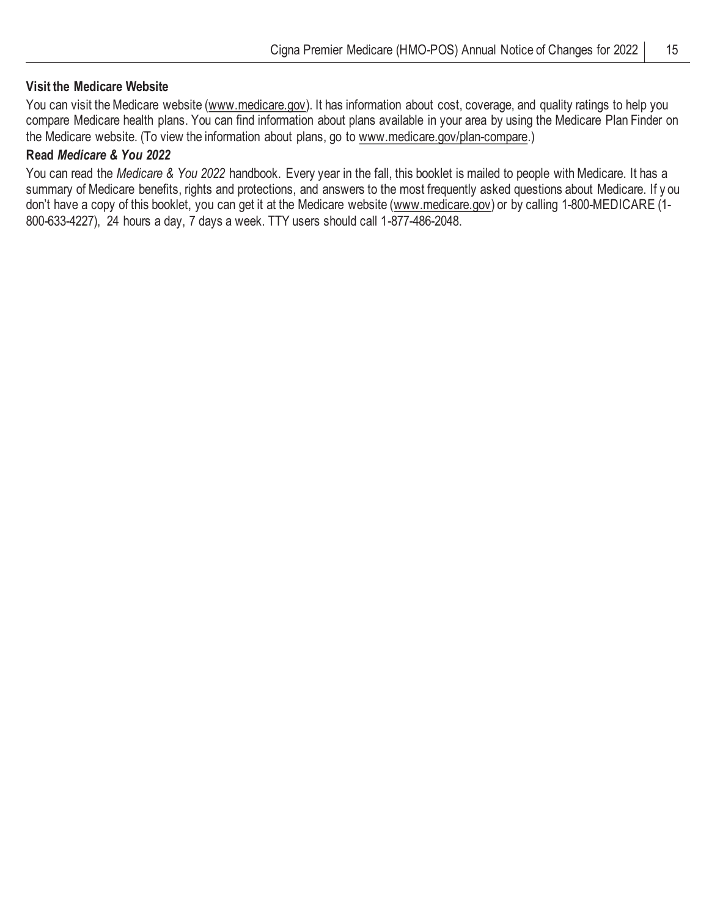**Visit the Medicare Website**

You can visit the Medicare website (www.medicare.gov). It has information about cost, coverage, and quality ratings to help you compare Medicare health plans. You can find information about plans available in your area by using the Medicare Plan Finder on the Medicare website. (To view the information about plans, go to www.medicare.gov/plan-compare.)

**Read *Medicare & You 2022***

You can read the *Medicare & You 2022* handbook. Every year in the fall, this booklet is mailed to people with Medicare. It has a summary of Medicare benefits, rights and protections, and answers to the most frequently asked questions about Medicare. If you don't have a copy of this booklet, you can get it at the Medicare website (www.medicare.gov) or by calling 1-800-MEDICARE (1-800-633-4227), 24 hours a day, 7 days a week. TTY users should call 1-877-486-2048.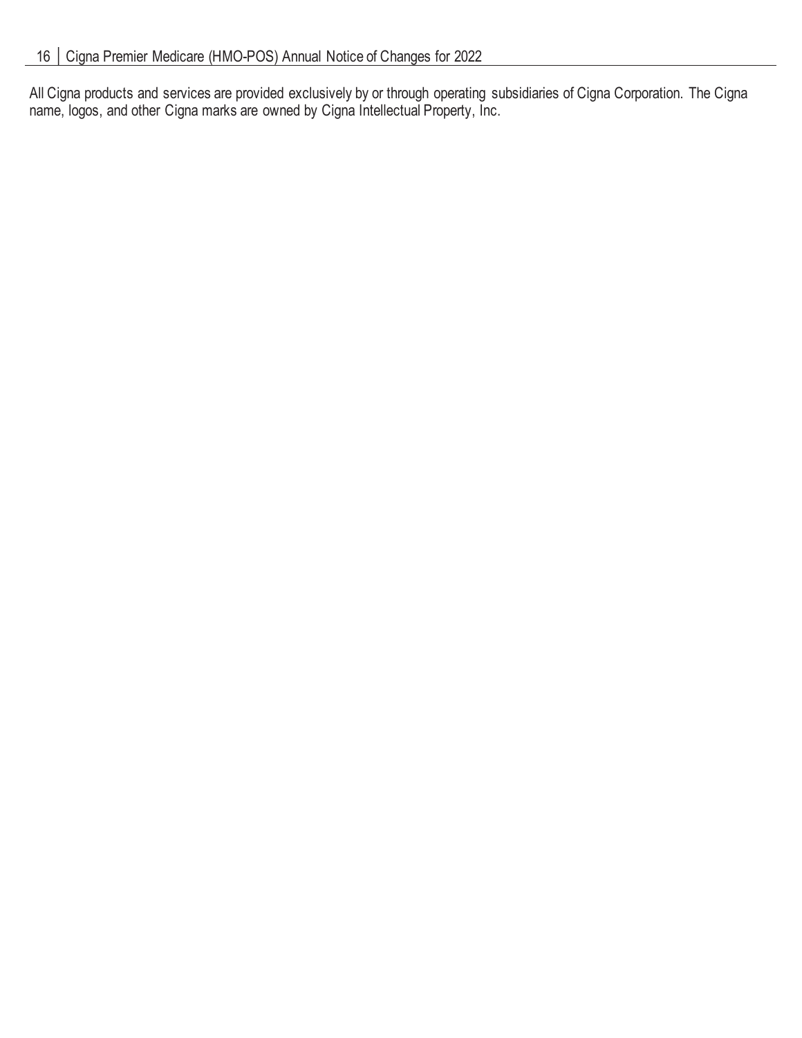All Cigna products and services are provided exclusively by or through operating subsidiaries of Cigna Corporation. The Cigna name, logos, and other Cigna marks are owned by Cigna Intellectual Property, Inc.